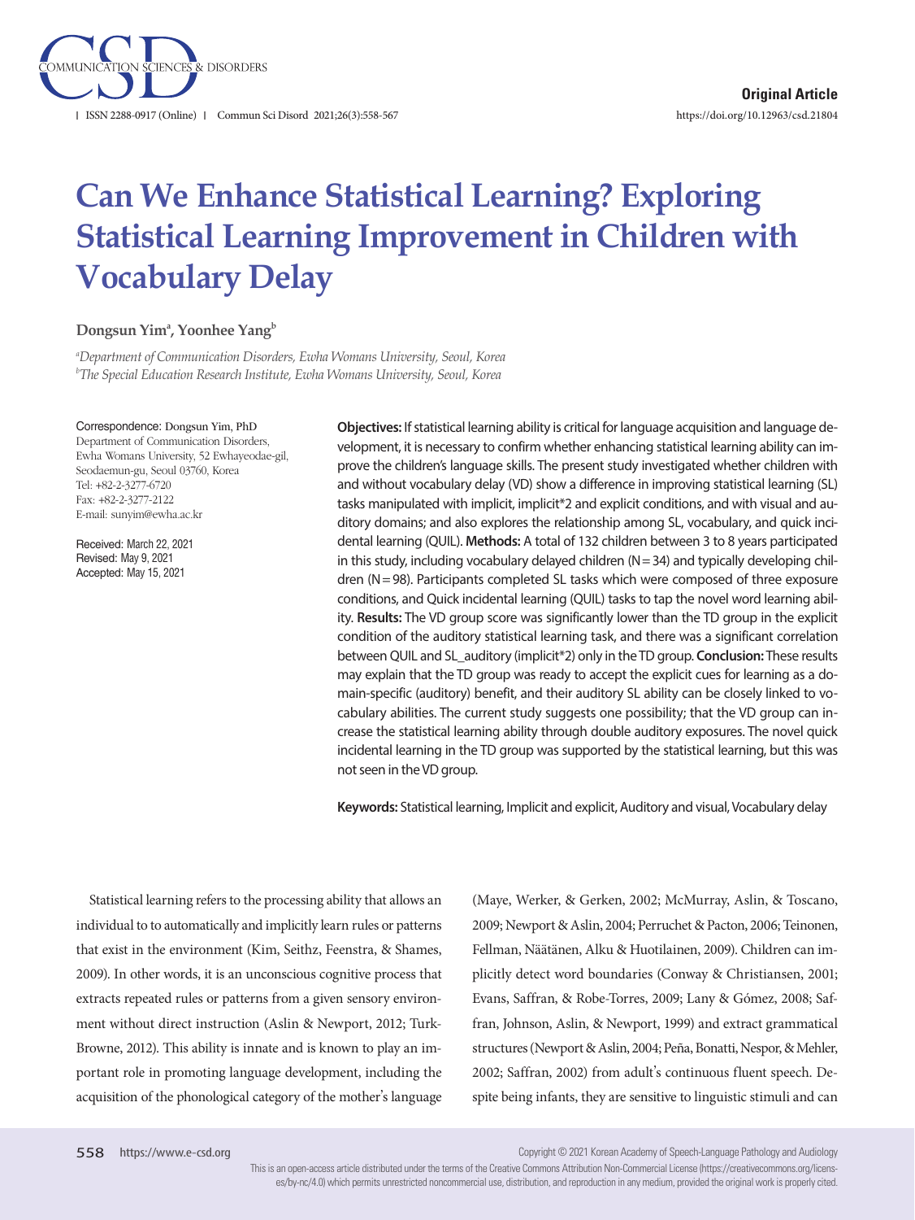Original Article

# Can We Enhance Statistical Learning? Exploring Statistical Learning Improvement in Children with Vocabulary Delay

**Dongsun Yim[a], Yoonhee Yang[b]**

*[a]Department of Communication Disorders, Ewha Womans University, Seoul, Korea*
*[b]The Special Education Research Institute, Ewha Womans University, Seoul, Korea*

Correspondence: Dongsun Yim, PhD
Department of Communication Disorders, Ewha Womans University, 52 Ewhayeodae-gil, Seodaemun-gu, Seoul 03760, Korea
Tel: +82-2-3277-6720
Fax: +82-2-3277-2122
E-mail: sunyim@ewha.ac.kr

Received: March 22, 2021
Revised: May 9, 2021
Accepted: May 15, 2021

**Objectives:** If statistical learning ability is critical for language acquisition and language development, it is necessary to confirm whether enhancing statistical learning ability can improve the children's language skills. The present study investigated whether children with and without vocabulary delay (VD) show a difference in improving statistical learning (SL) tasks manipulated with implicit, implicit*2 and explicit conditions, and with visual and auditory domains; and also explores the relationship among SL, vocabulary, and quick incidental learning (QUIL). **Methods:** A total of 132 children between 3 to 8 years participated in this study, including vocabulary delayed children (N = 34) and typically developing children (N = 98). Participants completed SL tasks which were composed of three exposure conditions, and Quick incidental learning (QUIL) tasks to tap the novel word learning ability. **Results:** The VD group score was significantly lower than the TD group in the explicit condition of the auditory statistical learning task, and there was a significant correlation between QUIL and SL_auditory (implicit*2) only in the TD group. **Conclusion:** These results may explain that the TD group was ready to accept the explicit cues for learning as a domain-specific (auditory) benefit, and their auditory SL ability can be closely linked to vocabulary abilities. The current study suggests one possibility; that the VD group can increase the statistical learning ability through double auditory exposures. The novel quick incidental learning in the TD group was supported by the statistical learning, but this was not seen in the VD group.

**Keywords:** Statistical learning, Implicit and explicit, Auditory and visual, Vocabulary delay

Statistical learning refers to the processing ability that allows an individual to to automatically and implicitly learn rules or patterns that exist in the environment (Kim, Seithz, Feenstra, & Shames, 2009). In other words, it is an unconscious cognitive process that extracts repeated rules or patterns from a given sensory environment without direct instruction (Aslin & Newport, 2012; Turk-Browne, 2012). This ability is innate and is known to play an important role in promoting language development, including the acquisition of the phonological category of the mother's language (Maye, Werker, & Gerken, 2002; McMurray, Aslin, & Toscano, 2009; Newport & Aslin, 2004; Perruchet & Pacton, 2006; Teinonen, Fellman, Näätänen, Alku & Huotilainen, 2009). Children can implicitly detect word boundaries (Conway & Christiansen, 2001; Evans, Saffran, & Robe-Torres, 2009; Lany & Gómez, 2008; Saffran, Johnson, Aslin, & Newport, 1999) and extract grammatical structures (Newport & Aslin, 2004; Peña, Bonatti, Nespor, & Mehler, 2002; Saffran, 2002) from adult's continuous fluent speech. Despite being infants, they are sensitive to linguistic stimuli and can

Copyright © 2021 Korean Academy of Speech-Language Pathology and Audiology

This is an open-access article distributed under the terms of the Creative Commons Attribution Non-Commercial License (https://creativecommons.org/licenses/by-nc/4.0) which permits unrestricted noncommercial use, distribution, and reproduction in any medium, provided the original work is properly cited.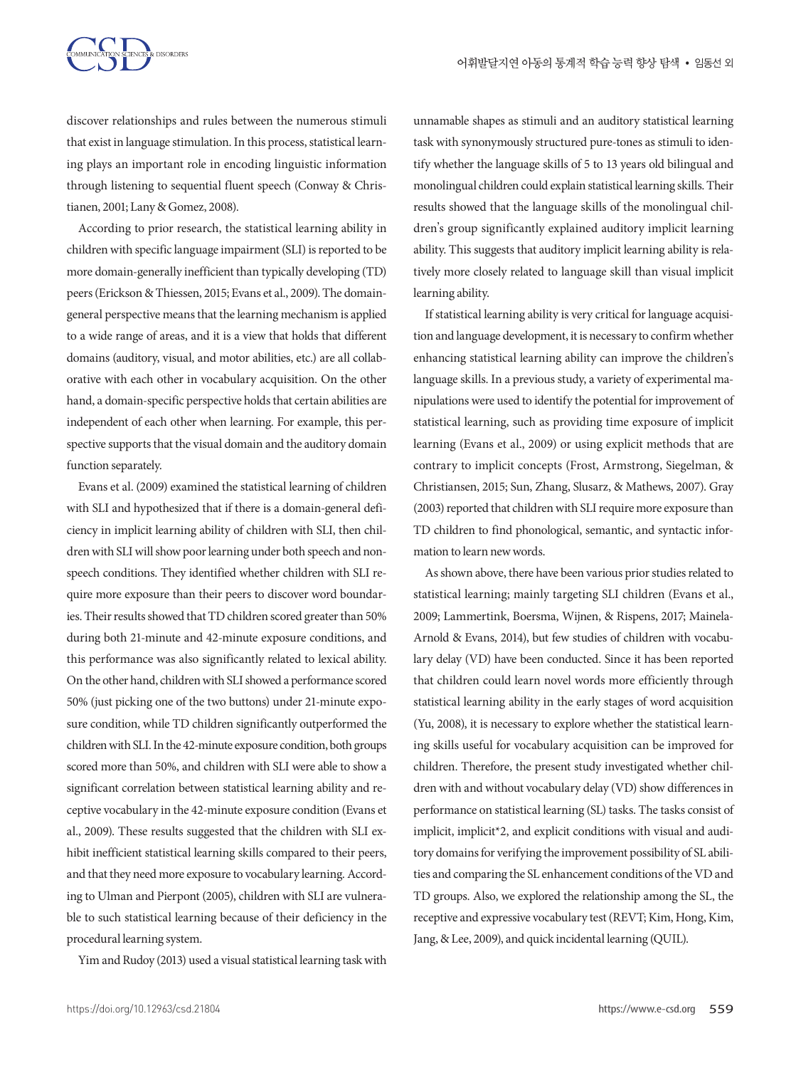discover relationships and rules between the numerous stimuli that exist in language stimulation. In this process, statistical learning plays an important role in encoding linguistic information through listening to sequential fluent speech (Conway & Christianen, 2001; Lany & Gomez, 2008).

According to prior research, the statistical learning ability in children with specific language impairment (SLI) is reported to be more domain-generally inefficient than typically developing (TD) peers (Erickson & Thiessen, 2015; Evans et al., 2009). The domain-general perspective means that the learning mechanism is applied to a wide range of areas, and it is a view that holds that different domains (auditory, visual, and motor abilities, etc.) are all collaborative with each other in vocabulary acquisition. On the other hand, a domain-specific perspective holds that certain abilities are independent of each other when learning. For example, this perspective supports that the visual domain and the auditory domain function separately.

Evans et al. (2009) examined the statistical learning of children with SLI and hypothesized that if there is a domain-general deficiency in implicit learning ability of children with SLI, then children with SLI will show poor learning under both speech and nonspeech conditions. They identified whether children with SLI require more exposure than their peers to discover word boundaries. Their results showed that TD children scored greater than 50% during both 21-minute and 42-minute exposure conditions, and this performance was also significantly related to lexical ability. On the other hand, children with SLI showed a performance scored 50% (just picking one of the two buttons) under 21-minute exposure condition, while TD children significantly outperformed the children with SLI. In the 42-minute exposure condition, both groups scored more than 50%, and children with SLI were able to show a significant correlation between statistical learning ability and receptive vocabulary in the 42-minute exposure condition (Evans et al., 2009). These results suggested that the children with SLI exhibit inefficient statistical learning skills compared to their peers, and that they need more exposure to vocabulary learning. According to Ulman and Pierpont (2005), children with SLI are vulnerable to such statistical learning because of their deficiency in the procedural learning system.

Yim and Rudoy (2013) used a visual statistical learning task with unnamable shapes as stimuli and an auditory statistical learning task with synonymously structured pure-tones as stimuli to identify whether the language skills of 5 to 13 years old bilingual and monolingual children could explain statistical learning skills. Their results showed that the language skills of the monolingual children's group significantly explained auditory implicit learning ability. This suggests that auditory implicit learning ability is relatively more closely related to language skill than visual implicit learning ability.

If statistical learning ability is very critical for language acquisition and language development, it is necessary to confirm whether enhancing statistical learning ability can improve the children's language skills. In a previous study, a variety of experimental manipulations were used to identify the potential for improvement of statistical learning, such as providing time exposure of implicit learning (Evans et al., 2009) or using explicit methods that are contrary to implicit concepts (Frost, Armstrong, Siegelman, & Christiansen, 2015; Sun, Zhang, Slusarz, & Mathews, 2007). Gray (2003) reported that children with SLI require more exposure than TD children to find phonological, semantic, and syntactic information to learn new words.

As shown above, there have been various prior studies related to statistical learning; mainly targeting SLI children (Evans et al., 2009; Lammertink, Boersma, Wijnen, & Rispens, 2017; Mainela-Arnold & Evans, 2014), but few studies of children with vocabulary delay (VD) have been conducted. Since it has been reported that children could learn novel words more efficiently through statistical learning ability in the early stages of word acquisition (Yu, 2008), it is necessary to explore whether the statistical learning skills useful for vocabulary acquisition can be improved for children. Therefore, the present study investigated whether children with and without vocabulary delay (VD) show differences in performance on statistical learning (SL) tasks. The tasks consist of implicit, implicit*2, and explicit conditions with visual and auditory domains for verifying the improvement possibility of SL abilities and comparing the SL enhancement conditions of the VD and TD groups. Also, we explored the relationship among the SL, the receptive and expressive vocabulary test (REVT; Kim, Hong, Kim, Jang, & Lee, 2009), and quick incidental learning (QUIL).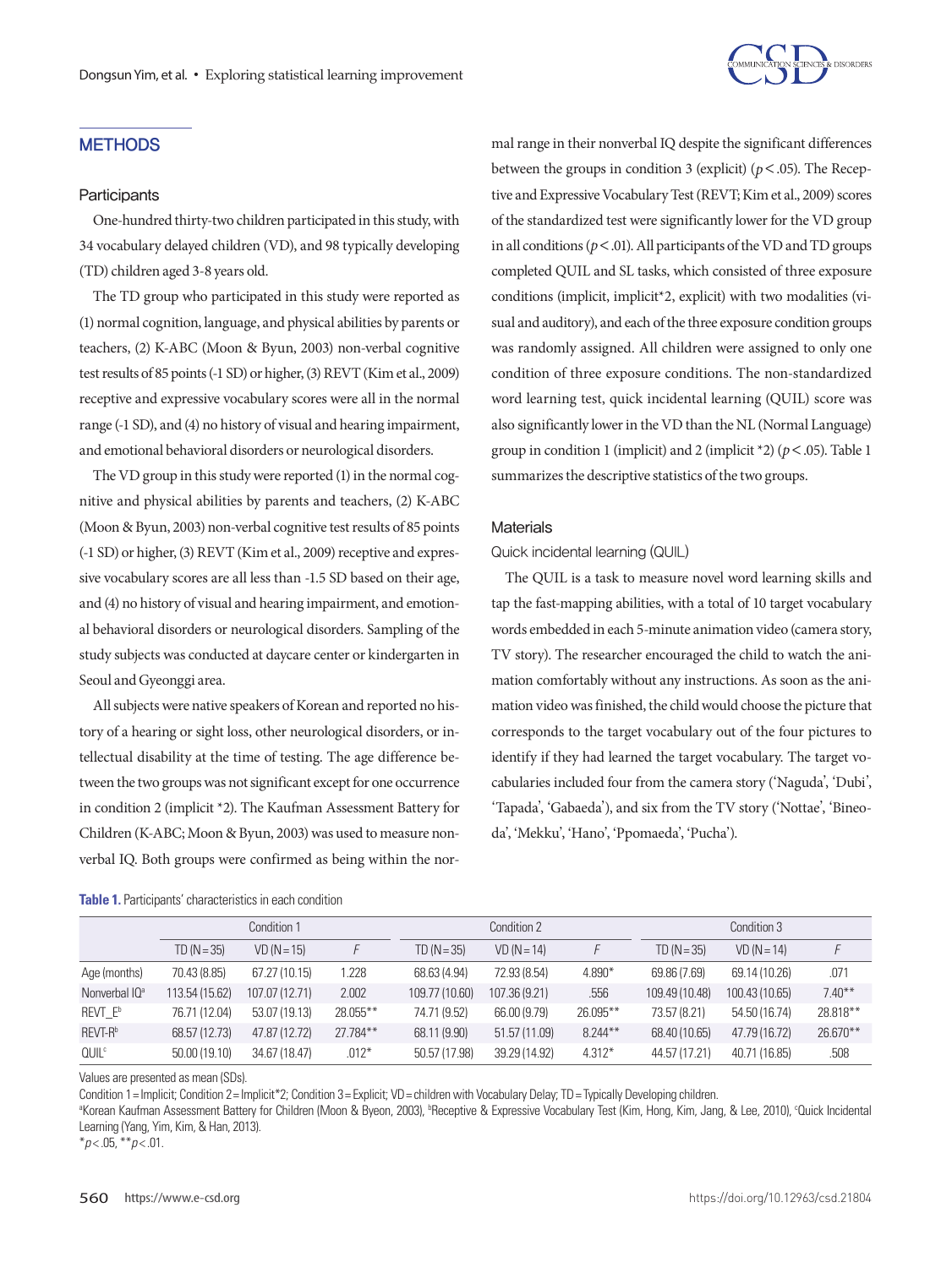## METHODS

### Participants

One-hundred thirty-two children participated in this study, with 34 vocabulary delayed children (VD), and 98 typically developing (TD) children aged 3-8 years old.

The TD group who participated in this study were reported as (1) normal cognition, language, and physical abilities by parents or teachers, (2) K-ABC (Moon & Byun, 2003) non-verbal cognitive test results of 85 points (-1 SD) or higher, (3) REVT (Kim et al., 2009) receptive and expressive vocabulary scores were all in the normal range (-1 SD), and (4) no history of visual and hearing impairment, and emotional behavioral disorders or neurological disorders.

The VD group in this study were reported (1) in the normal cognitive and physical abilities by parents and teachers, (2) K-ABC (Moon & Byun, 2003) non-verbal cognitive test results of 85 points (-1 SD) or higher, (3) REVT (Kim et al., 2009) receptive and expressive vocabulary scores are all less than -1.5 SD based on their age, and (4) no history of visual and hearing impairment, and emotional behavioral disorders or neurological disorders. Sampling of the study subjects was conducted at daycare center or kindergarten in Seoul and Gyeonggi area.

All subjects were native speakers of Korean and reported no history of a hearing or sight loss, other neurological disorders, or intellectual disability at the time of testing. The age difference between the two groups was not significant except for one occurrence in condition 2 (implicit *2). The Kaufman Assessment Battery for Children (K-ABC; Moon & Byun, 2003) was used to measure nonverbal IQ. Both groups were confirmed as being within the normal range in their nonverbal IQ despite the significant differences between the groups in condition 3 (explicit) ($p<.05$). The Receptive and Expressive Vocabulary Test (REVT; Kim et al., 2009) scores of the standardized test were significantly lower for the VD group in all conditions ($p<.01$). All participants of the VD and TD groups completed QUIL and SL tasks, which consisted of three exposure conditions (implicit, implicit*2, explicit) with two modalities (visual and auditory), and each of the three exposure condition groups was randomly assigned. All children were assigned to only one condition of three exposure conditions. The non-standardized word learning test, quick incidental learning (QUIL) score was also significantly lower in the VD than the NL (Normal Language) group in condition 1 (implicit) and 2 (implicit *2) ($p<.05$). Table 1 summarizes the descriptive statistics of the two groups.

### Materials

#### Quick incidental learning (QUIL)

The QUIL is a task to measure novel word learning skills and tap the fast-mapping abilities, with a total of 10 target vocabulary words embedded in each 5-minute animation video (camera story, TV story). The researcher encouraged the child to watch the animation comfortably without any instructions. As soon as the animation video was finished, the child would choose the picture that corresponds to the target vocabulary out of the four pictures to identify if they had learned the target vocabulary. The target vocabularies included four from the camera story ('Naguda', 'Dubi', 'Tapada', 'Gabaeda'), and six from the TV story ('Nottae', 'Bineoda', 'Mekku', 'Hano', 'Ppomaeda', 'Pucha').

**Table 1.** Participants' characteristics in each condition

| | Condition 1 | | | Condition 2 | | | Condition 3 | | |
|---|---|---|---|---|---|---|---|---|---|
| | TD (N=35) | VD (N=15) | F | TD (N=35) | VD (N=14) | F | TD (N=35) | VD (N=14) | F |
| Age (months) | 70.43 (8.85) | 67.27 (10.15) | 1.228 | 68.63 (4.94) | 72.93 (8.54) | 4.890* | 69.86 (7.69) | 69.14 (10.26) | .071 |
| Nonverbal IQ[a] | 113.54 (15.62) | 107.07 (12.71) | 2.002 | 109.77 (10.60) | 107.36 (9.21) | .556 | 109.49 (10.48) | 100.43 (10.65) | 7.40** |
| REVT_E[b] | 76.71 (12.04) | 53.07 (19.13) | 28.055** | 74.71 (9.52) | 66.00 (9.79) | 26.095** | 73.57 (8.21) | 54.50 (16.74) | 28.818** |
| REVT-R[b] | 68.57 (12.73) | 47.87 (12.72) | 27.784** | 68.11 (9.90) | 51.57 (11.09) | 8.244** | 68.40 (10.65) | 47.79 (16.72) | 26.670** |
| QUIL[c] | 50.00 (19.10) | 34.67 (18.47) | .012* | 50.57 (17.98) | 39.29 (14.92) | 4.312* | 44.57 (17.21) | 40.71 (16.85) | .508 |

Values are presented as mean (SDs).

Condition 1 = Implicit; Condition 2 = Implicit*2; Condition 3 = Explicit; VD = children with Vocabulary Delay; TD = Typically Developing children.

[a]Korean Kaufman Assessment Battery for Children (Moon & Byeon, 2003), [b]Receptive & Expressive Vocabulary Test (Kim, Hong, Kim, Jang, & Lee, 2010), [c]Quick Incidental Learning (Yang, Yim, Kim, & Han, 2013).

*$p<.05$, **$p<.01$.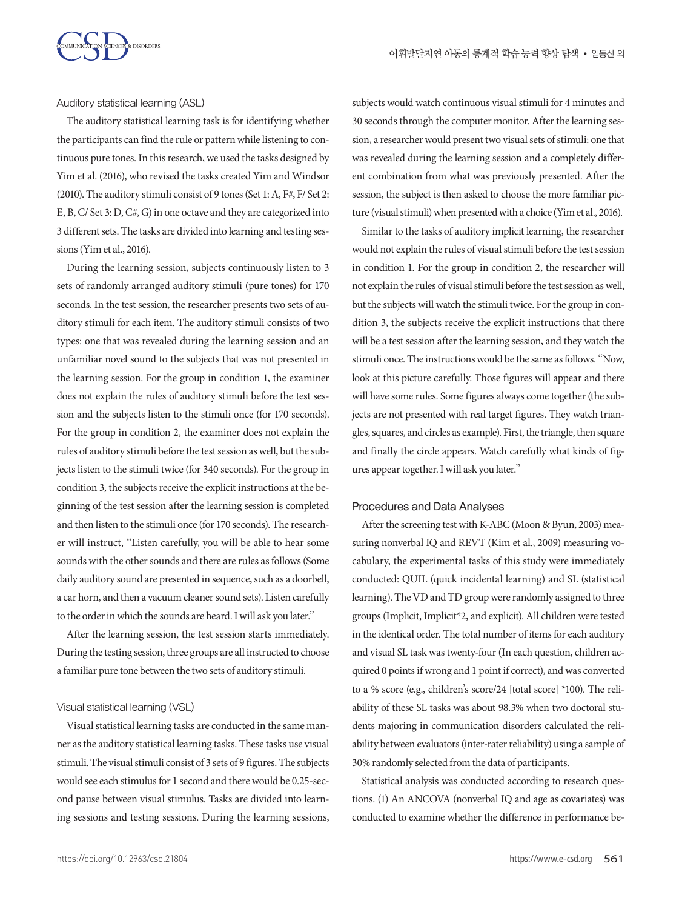### Auditory statistical learning (ASL)

The auditory statistical learning task is for identifying whether the participants can find the rule or pattern while listening to continuous pure tones. In this research, we used the tasks designed by Yim et al. (2016), who revised the tasks created Yim and Windsor (2010). The auditory stimuli consist of 9 tones (Set 1: A, F#, F/ Set 2: E, B, C/ Set 3: D, C#, G) in one octave and they are categorized into 3 different sets. The tasks are divided into learning and testing sessions (Yim et al., 2016).

During the learning session, subjects continuously listen to 3 sets of randomly arranged auditory stimuli (pure tones) for 170 seconds. In the test session, the researcher presents two sets of auditory stimuli for each item. The auditory stimuli consists of two types: one that was revealed during the learning session and an unfamiliar novel sound to the subjects that was not presented in the learning session. For the group in condition 1, the examiner does not explain the rules of auditory stimuli before the test session and the subjects listen to the stimuli once (for 170 seconds). For the group in condition 2, the examiner does not explain the rules of auditory stimuli before the test session as well, but the subjects listen to the stimuli twice (for 340 seconds). For the group in condition 3, the subjects receive the explicit instructions at the beginning of the test session after the learning session is completed and then listen to the stimuli once (for 170 seconds). The researcher will instruct, "Listen carefully, you will be able to hear some sounds with the other sounds and there are rules as follows (Some daily auditory sound are presented in sequence, such as a doorbell, a car horn, and then a vacuum cleaner sound sets). Listen carefully to the order in which the sounds are heard. I will ask you later."

After the learning session, the test session starts immediately. During the testing session, three groups are all instructed to choose a familiar pure tone between the two sets of auditory stimuli.

### Visual statistical learning (VSL)

Visual statistical learning tasks are conducted in the same manner as the auditory statistical learning tasks. These tasks use visual stimuli. The visual stimuli consist of 3 sets of 9 figures. The subjects would see each stimulus for 1 second and there would be 0.25-second pause between visual stimulus. Tasks are divided into learning sessions and testing sessions. During the learning sessions, subjects would watch continuous visual stimuli for 4 minutes and 30 seconds through the computer monitor. After the learning session, a researcher would present two visual sets of stimuli: one that was revealed during the learning session and a completely different combination from what was previously presented. After the session, the subject is then asked to choose the more familiar picture (visual stimuli) when presented with a choice (Yim et al., 2016).

Similar to the tasks of auditory implicit learning, the researcher would not explain the rules of visual stimuli before the test session in condition 1. For the group in condition 2, the researcher will not explain the rules of visual stimuli before the test session as well, but the subjects will watch the stimuli twice. For the group in condition 3, the subjects receive the explicit instructions that there will be a test session after the learning session, and they watch the stimuli once. The instructions would be the same as follows. "Now, look at this picture carefully. Those figures will appear and there will have some rules. Some figures always come together (the subjects are not presented with real target figures. They watch triangles, squares, and circles as example). First, the triangle, then square and finally the circle appears. Watch carefully what kinds of figures appear together. I will ask you later."

## Procedures and Data Analyses

After the screening test with K-ABC (Moon & Byun, 2003) measuring nonverbal IQ and REVT (Kim et al., 2009) measuring vocabulary, the experimental tasks of this study were immediately conducted: QUIL (quick incidental learning) and SL (statistical learning). The VD and TD group were randomly assigned to three groups (Implicit, Implicit*2, and explicit). All children were tested in the identical order. The total number of items for each auditory and visual SL task was twenty-four (In each question, children acquired 0 points if wrong and 1 point if correct), and was converted to a % score (e.g., children's score/24 [total score] *100). The reliability of these SL tasks was about 98.3% when two doctoral students majoring in communication disorders calculated the reliability between evaluators (inter-rater reliability) using a sample of 30% randomly selected from the data of participants.

Statistical analysis was conducted according to research questions. (1) An ANCOVA (nonverbal IQ and age as covariates) was conducted to examine whether the difference in performance be-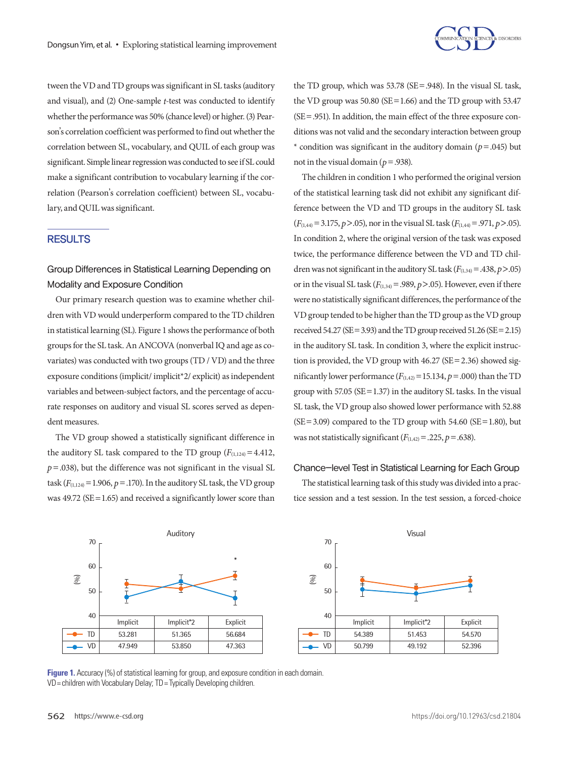tween the VD and TD groups was significant in SL tasks (auditory and visual), and (2) One-sample *t*-test was conducted to identify whether the performance was 50% (chance level) or higher. (3) Pearson's correlation coefficient was performed to find out whether the correlation between SL, vocabulary, and QUIL of each group was significant. Simple linear regression was conducted to see if SL could make a significant contribution to vocabulary learning if the correlation (Pearson's correlation coefficient) between SL, vocabulary, and QUIL was significant.

## RESULTS

### Group Differences in Statistical Learning Depending on Modality and Exposure Condition

Our primary research question was to examine whether children with VD would underperform compared to the TD children in statistical learning (SL). Figure 1 shows the performance of both groups for the SL task. An ANCOVA (nonverbal IQ and age as covariates) was conducted with two groups (TD / VD) and the three exposure conditions (implicit/ implicit*2/ explicit) as independent variables and between-subject factors, and the percentage of accurate responses on auditory and visual SL scores served as dependent measures.

The VD group showed a statistically significant difference in the auditory SL task compared to the TD group ($F_{(1,124)}=4.412$, $p=.038$), but the difference was not significant in the visual SL task ($F_{(1,124)}=1.906$, $p=.170$). In the auditory SL task, the VD group was 49.72 (SE=1.65) and received a significantly lower score than the TD group, which was 53.78 (SE=.948). In the visual SL task, the VD group was 50.80 (SE=1.66) and the TD group with 53.47 (SE=.951). In addition, the main effect of the three exposure conditions was not valid and the secondary interaction between group * condition was significant in the auditory domain ($p=.045$) but not in the visual domain ($p=.938$).

The children in condition 1 who performed the original version of the statistical learning task did not exhibit any significant difference between the VD and TD groups in the auditory SL task ($F_{(1,44)}=3.175$, $p>.05$), nor in the visual SL task ($F_{(1,44)}=.971$, $p>.05$). In condition 2, where the original version of the task was exposed twice, the performance difference between the VD and TD children was not significant in the auditory SL task ($F_{(1,34)}=.438$, $p>.05$) or in the visual SL task ($F_{(1,34)}=.989$, $p>.05$). However, even if there were no statistically significant differences, the performance of the VD group tended to be higher than the TD group as the VD group received 54.27 (SE=3.93) and the TD group received 51.26 (SE=2.15) in the auditory SL task. In condition 3, where the explicit instruction is provided, the VD group with 46.27 (SE=2.36) showed significantly lower performance ($F_{(1,42)}=15.134$, $p=.000$) than the TD group with 57.05 (SE=1.37) in the auditory SL tasks. In the visual SL task, the VD group also showed lower performance with 52.88 (SE=3.09) compared to the TD group with 54.60 (SE=1.80), but was not statistically significant ($F_{(1,42)}=.225$, $p=.638$).

### Chance–level Test in Statistical Learning for Each Group

The statistical learning task of this study was divided into a practice session and a test session. In the test session, a forced-choice

Auditory

| | Implicit | Implicit*2 | Explicit |
|---|---|---|---|
| TD | 53.281 | 51.365 | 56.684 |
| VD | 47.949 | 53.850 | 47.363 |

Visual

| | Implicit | Implicit*2 | Explicit |
|---|---|---|---|
| TD | 54.389 | 51.453 | 54.570 |
| VD | 50.799 | 49.192 | 52.396 |

**Figure 1.** Accuracy (%) of statistical learning for group, and exposure condition in each domain.
VD=children with Vocabulary Delay; TD=Typically Developing children.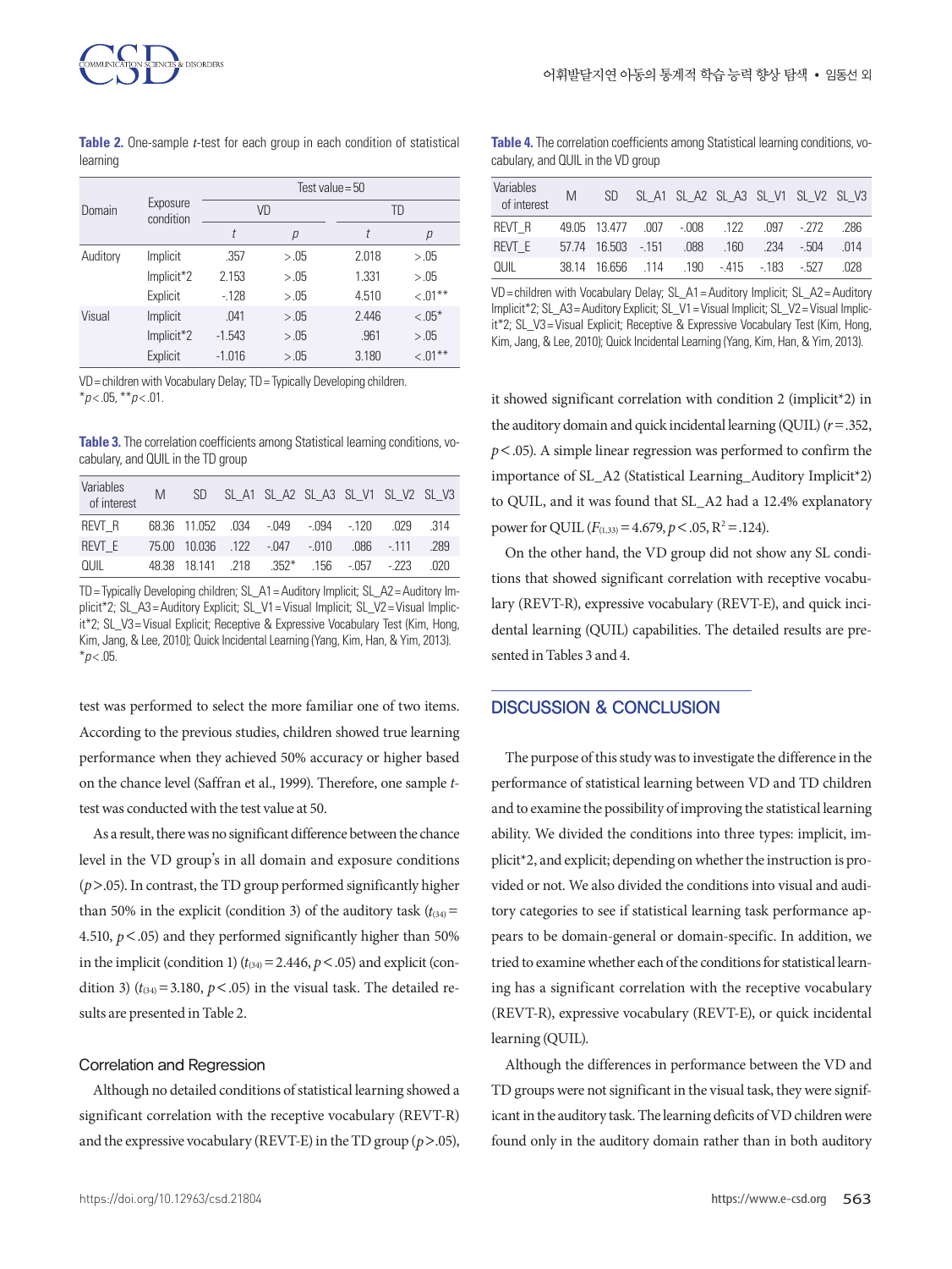**Table 2.** One-sample *t*-test for each group in each condition of statistical learning

| Domain | Exposure condition | Test value=50 | | | |
|---|---|---|---|---|---|
| | | VD | | TD | |
| | | *t* | *p* | *t* | *p* |
| Auditory | Implicit | .357 | >.05 | 2.018 | >.05 |
| | Implicit*2 | 2.153 | >.05 | 1.331 | >.05 |
| | Explicit | -.128 | >.05 | 4.510 | <.01** |
| Visual | Implicit | .041 | >.05 | 2.446 | <.05* |
| | Implicit*2 | -1.543 | >.05 | .961 | >.05 |
| | Explicit | -1.016 | >.05 | 3.180 | <.01** |

VD=children with Vocabulary Delay; TD=Typically Developing children.
*$p<.05$, **$p<.01$.

**Table 3.** The correlation coefficients among Statistical learning conditions, vocabulary, and QUIL in the TD group

| Variables of interest | M | SD | SL_A1 | SL_A2 | SL_A3 | SL_V1 | SL_V2 | SL_V3 |
|---|---|---|---|---|---|---|---|---|
| REVT_R | 68.36 | 11.052 | .034 | -.049 | -.094 | -.120 | .029 | .314 |
| REVT_E | 75.00 | 10.036 | .122 | -.047 | -.010 | .086 | -.111 | .289 |
| QUIL | 48.38 | 18.141 | .218 | .352* | .156 | -.057 | -.223 | .020 |

TD=Typically Developing children; SL_A1=Auditory Implicit; SL_A2=Auditory Implicit*2; SL_A3=Auditory Explicit; SL_V1=Visual Implicit; SL_V2=Visual Implicit*2; SL_V3=Visual Explicit; Receptive & Expressive Vocabulary Test (Kim, Hong, Kim, Jang, & Lee, 2010); Quick Incidental Learning (Yang, Kim, Han, & Yim, 2013).
*$p<.05$.

test was performed to select the more familiar one of two items. According to the previous studies, children showed true learning performance when they achieved 50% accuracy or higher based on the chance level (Saffran et al., 1999). Therefore, one sample *t*-test was conducted with the test value at 50.

As a result, there was no significant difference between the chance level in the VD group's in all domain and exposure conditions ($p>.05$). In contrast, the TD group performed significantly higher than 50% in the explicit (condition 3) of the auditory task ($t_{(34)}=4.510$, $p<.05$) and they performed significantly higher than 50% in the implicit (condition 1) ($t_{(34)}=2.446$, $p<.05$) and explicit (condition 3) ($t_{(34)}=3.180$, $p<.05$) in the visual task. The detailed results are presented in Table 2.

### Correlation and Regression

Although no detailed conditions of statistical learning showed a significant correlation with the receptive vocabulary (REVT-R) and the expressive vocabulary (REVT-E) in the TD group ($p>.05$), it showed significant correlation with condition 2 (implicit*2) in the auditory domain and quick incidental learning (QUIL) ($r=.352$, $p<.05$). A simple linear regression was performed to confirm the importance of SL_A2 (Statistical Learning_Auditory Implicit*2) to QUIL, and it was found that SL_A2 had a 12.4% explanatory power for QUIL ($F_{(1,33)}=4.679$, $p<.05$, $R^2=.124$).

On the other hand, the VD group did not show any SL conditions that showed significant correlation with receptive vocabulary (REVT-R), expressive vocabulary (REVT-E), and quick incidental learning (QUIL) capabilities. The detailed results are presented in Tables 3 and 4.

**Table 4.** The correlation coefficients among Statistical learning conditions, vocabulary, and QUIL in the VD group

| Variables of interest | M | SD | SL_A1 | SL_A2 | SL_A3 | SL_V1 | SL_V2 | SL_V3 |
|---|---|---|---|---|---|---|---|---|
| REVT_R | 49.05 | 13.477 | .007 | -.008 | .122 | .097 | -.272 | .286 |
| REVT_E | 57.74 | 16.503 | -.151 | .088 | .160 | .234 | -.504 | .014 |
| QUIL | 38.14 | 16.656 | .114 | .190 | -.415 | -.183 | -.527 | .028 |

VD=children with Vocabulary Delay; SL_A1=Auditory Implicit; SL_A2=Auditory Implicit*2; SL_A3=Auditory Explicit; SL_V1=Visual Implicit; SL_V2=Visual Implicit*2; SL_V3=Visual Explicit; Receptive & Expressive Vocabulary Test (Kim, Hong, Kim, Jang, & Lee, 2010); Quick Incidental Learning (Yang, Kim, Han, & Yim, 2013).

## DISCUSSION & CONCLUSION

The purpose of this study was to investigate the difference in the performance of statistical learning between VD and TD children and to examine the possibility of improving the statistical learning ability. We divided the conditions into three types: implicit, implicit*2, and explicit; depending on whether the instruction is provided or not. We also divided the conditions into visual and auditory categories to see if statistical learning task performance appears to be domain-general or domain-specific. In addition, we tried to examine whether each of the conditions for statistical learning has a significant correlation with the receptive vocabulary (REVT-R), expressive vocabulary (REVT-E), or quick incidental learning (QUIL).

Although the differences in performance between the VD and TD groups were not significant in the visual task, they were significant in the auditory task. The learning deficits of VD children were found only in the auditory domain rather than in both auditory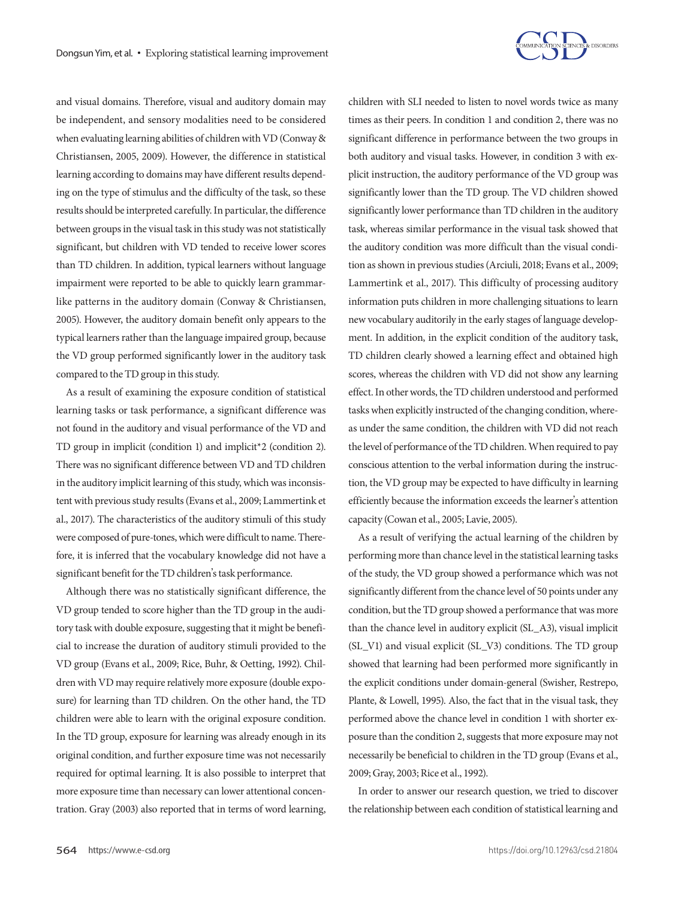and visual domains. Therefore, visual and auditory domain may be independent, and sensory modalities need to be considered when evaluating learning abilities of children with VD (Conway & Christiansen, 2005, 2009). However, the difference in statistical learning according to domains may have different results depending on the type of stimulus and the difficulty of the task, so these results should be interpreted carefully. In particular, the difference between groups in the visual task in this study was not statistically significant, but children with VD tended to receive lower scores than TD children. In addition, typical learners without language impairment were reported to be able to quickly learn grammar-like patterns in the auditory domain (Conway & Christiansen, 2005). However, the auditory domain benefit only appears to the typical learners rather than the language impaired group, because the VD group performed significantly lower in the auditory task compared to the TD group in this study.

As a result of examining the exposure condition of statistical learning tasks or task performance, a significant difference was not found in the auditory and visual performance of the VD and TD group in implicit (condition 1) and implicit*2 (condition 2). There was no significant difference between VD and TD children in the auditory implicit learning of this study, which was inconsistent with previous study results (Evans et al., 2009; Lammertink et al., 2017). The characteristics of the auditory stimuli of this study were composed of pure-tones, which were difficult to name. Therefore, it is inferred that the vocabulary knowledge did not have a significant benefit for the TD children's task performance.

Although there was no statistically significant difference, the VD group tended to score higher than the TD group in the auditory task with double exposure, suggesting that it might be beneficial to increase the duration of auditory stimuli provided to the VD group (Evans et al., 2009; Rice, Buhr, & Oetting, 1992). Children with VD may require relatively more exposure (double exposure) for learning than TD children. On the other hand, the TD children were able to learn with the original exposure condition. In the TD group, exposure for learning was already enough in its original condition, and further exposure time was not necessarily required for optimal learning. It is also possible to interpret that more exposure time than necessary can lower attentional concentration. Gray (2003) also reported that in terms of word learning, children with SLI needed to listen to novel words twice as many times as their peers. In condition 1 and condition 2, there was no significant difference in performance between the two groups in both auditory and visual tasks. However, in condition 3 with explicit instruction, the auditory performance of the VD group was significantly lower than the TD group. The VD children showed significantly lower performance than TD children in the auditory task, whereas similar performance in the visual task showed that the auditory condition was more difficult than the visual condition as shown in previous studies (Arciuli, 2018; Evans et al., 2009; Lammertink et al., 2017). This difficulty of processing auditory information puts children in more challenging situations to learn new vocabulary auditorily in the early stages of language development. In addition, in the explicit condition of the auditory task, TD children clearly showed a learning effect and obtained high scores, whereas the children with VD did not show any learning effect. In other words, the TD children understood and performed tasks when explicitly instructed of the changing condition, whereas under the same condition, the children with VD did not reach the level of performance of the TD children. When required to pay conscious attention to the verbal information during the instruction, the VD group may be expected to have difficulty in learning efficiently because the information exceeds the learner's attention capacity (Cowan et al., 2005; Lavie, 2005).

As a result of verifying the actual learning of the children by performing more than chance level in the statistical learning tasks of the study, the VD group showed a performance which was not significantly different from the chance level of 50 points under any condition, but the TD group showed a performance that was more than the chance level in auditory explicit (SL_A3), visual implicit (SL_V1) and visual explicit (SL_V3) conditions. The TD group showed that learning had been performed more significantly in the explicit conditions under domain-general (Swisher, Restrepo, Plante, & Lowell, 1995). Also, the fact that in the visual task, they performed above the chance level in condition 1 with shorter exposure than the condition 2, suggests that more exposure may not necessarily be beneficial to children in the TD group (Evans et al., 2009; Gray, 2003; Rice et al., 1992).

In order to answer our research question, we tried to discover the relationship between each condition of statistical learning and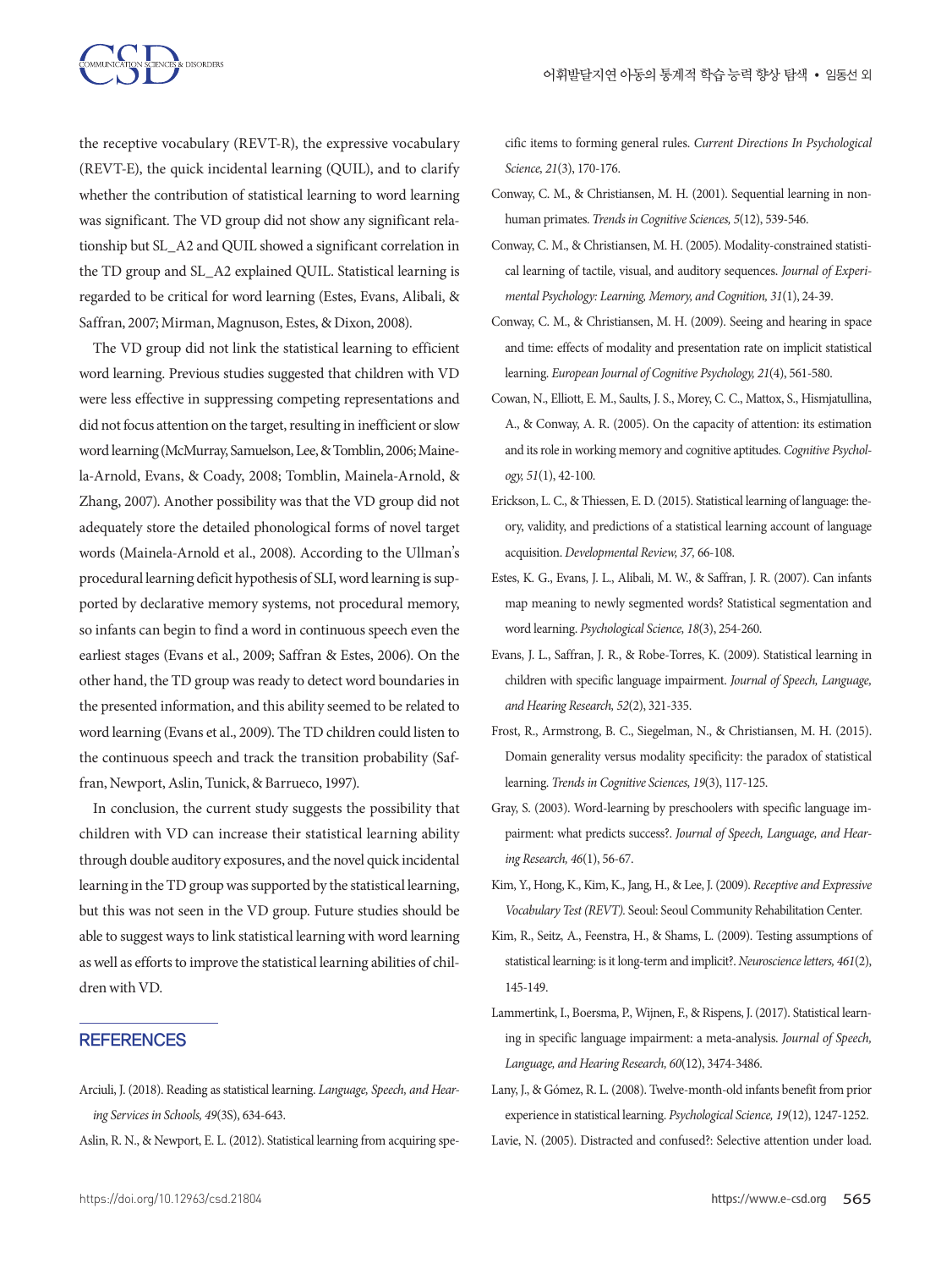the receptive vocabulary (REVT-R), the expressive vocabulary (REVT-E), the quick incidental learning (QUIL), and to clarify whether the contribution of statistical learning to word learning was significant. The VD group did not show any significant relationship but SL_A2 and QUIL showed a significant correlation in the TD group and SL_A2 explained QUIL. Statistical learning is regarded to be critical for word learning (Estes, Evans, Alibali, & Saffran, 2007; Mirman, Magnuson, Estes, & Dixon, 2008).

The VD group did not link the statistical learning to efficient word learning. Previous studies suggested that children with VD were less effective in suppressing competing representations and did not focus attention on the target, resulting in inefficient or slow word learning (McMurray, Samuelson, Lee, & Tomblin, 2006; Mainela-Arnold, Evans, & Coady, 2008; Tomblin, Mainela-Arnold, & Zhang, 2007). Another possibility was that the VD group did not adequately store the detailed phonological forms of novel target words (Mainela-Arnold et al., 2008). According to the Ullman's procedural learning deficit hypothesis of SLI, word learning is supported by declarative memory systems, not procedural memory, so infants can begin to find a word in continuous speech even the earliest stages (Evans et al., 2009; Saffran & Estes, 2006). On the other hand, the TD group was ready to detect word boundaries in the presented information, and this ability seemed to be related to word learning (Evans et al., 2009). The TD children could listen to the continuous speech and track the transition probability (Saffran, Newport, Aslin, Tunick, & Barrueco, 1997).

In conclusion, the current study suggests the possibility that children with VD can increase their statistical learning ability through double auditory exposures, and the novel quick incidental learning in the TD group was supported by the statistical learning, but this was not seen in the VD group. Future studies should be able to suggest ways to link statistical learning with word learning as well as efforts to improve the statistical learning abilities of children with VD.

## REFERENCES

Arciuli, J. (2018). Reading as statistical learning. *Language, Speech, and Hearing Services in Schools, 49*(3S), 634-643.

Aslin, R. N., & Newport, E. L. (2012). Statistical learning from acquiring specific items to forming general rules. *Current Directions In Psychological Science, 21*(3), 170-176.

Conway, C. M., & Christiansen, M. H. (2001). Sequential learning in non-human primates. *Trends in Cognitive Sciences, 5*(12), 539-546.

Conway, C. M., & Christiansen, M. H. (2005). Modality-constrained statistical learning of tactile, visual, and auditory sequences. *Journal of Experimental Psychology: Learning, Memory, and Cognition, 31*(1), 24-39.

Conway, C. M., & Christiansen, M. H. (2009). Seeing and hearing in space and time: effects of modality and presentation rate on implicit statistical learning. *European Journal of Cognitive Psychology, 21*(4), 561-580.

Cowan, N., Elliott, E. M., Saults, J. S., Morey, C. C., Mattox, S., Hismjatullina, A., & Conway, A. R. (2005). On the capacity of attention: its estimation and its role in working memory and cognitive aptitudes. *Cognitive Psychology, 51*(1), 42-100.

Erickson, L. C., & Thiessen, E. D. (2015). Statistical learning of language: theory, validity, and predictions of a statistical learning account of language acquisition. *Developmental Review, 37*, 66-108.

Estes, K. G., Evans, J. L., Alibali, M. W., & Saffran, J. R. (2007). Can infants map meaning to newly segmented words? Statistical segmentation and word learning. *Psychological Science, 18*(3), 254-260.

Evans, J. L., Saffran, J. R., & Robe-Torres, K. (2009). Statistical learning in children with specific language impairment. *Journal of Speech, Language, and Hearing Research, 52*(2), 321-335.

Frost, R., Armstrong, B. C., Siegelman, N., & Christiansen, M. H. (2015). Domain generality versus modality specificity: the paradox of statistical learning. *Trends in Cognitive Sciences, 19*(3), 117-125.

Gray, S. (2003). Word-learning by preschoolers with specific language impairment: what predicts success?. *Journal of Speech, Language, and Hearing Research, 46*(1), 56-67.

Kim, Y., Hong, K., Kim, K., Jang, H., & Lee, J. (2009). *Receptive and Expressive Vocabulary Test (REVT)*. Seoul: Seoul Community Rehabilitation Center.

Kim, R., Seitz, A., Feenstra, H., & Shams, L. (2009). Testing assumptions of statistical learning: is it long-term and implicit?. *Neuroscience letters, 461*(2), 145-149.

Lammertink, I., Boersma, P., Wijnen, F., & Rispens, J. (2017). Statistical learning in specific language impairment: a meta-analysis. *Journal of Speech, Language, and Hearing Research, 60*(12), 3474-3486.

Lany, J., & Gómez, R. L. (2008). Twelve-month-old infants benefit from prior experience in statistical learning. *Psychological Science, 19*(12), 1247-1252.

Lavie, N. (2005). Distracted and confused?: Selective attention under load.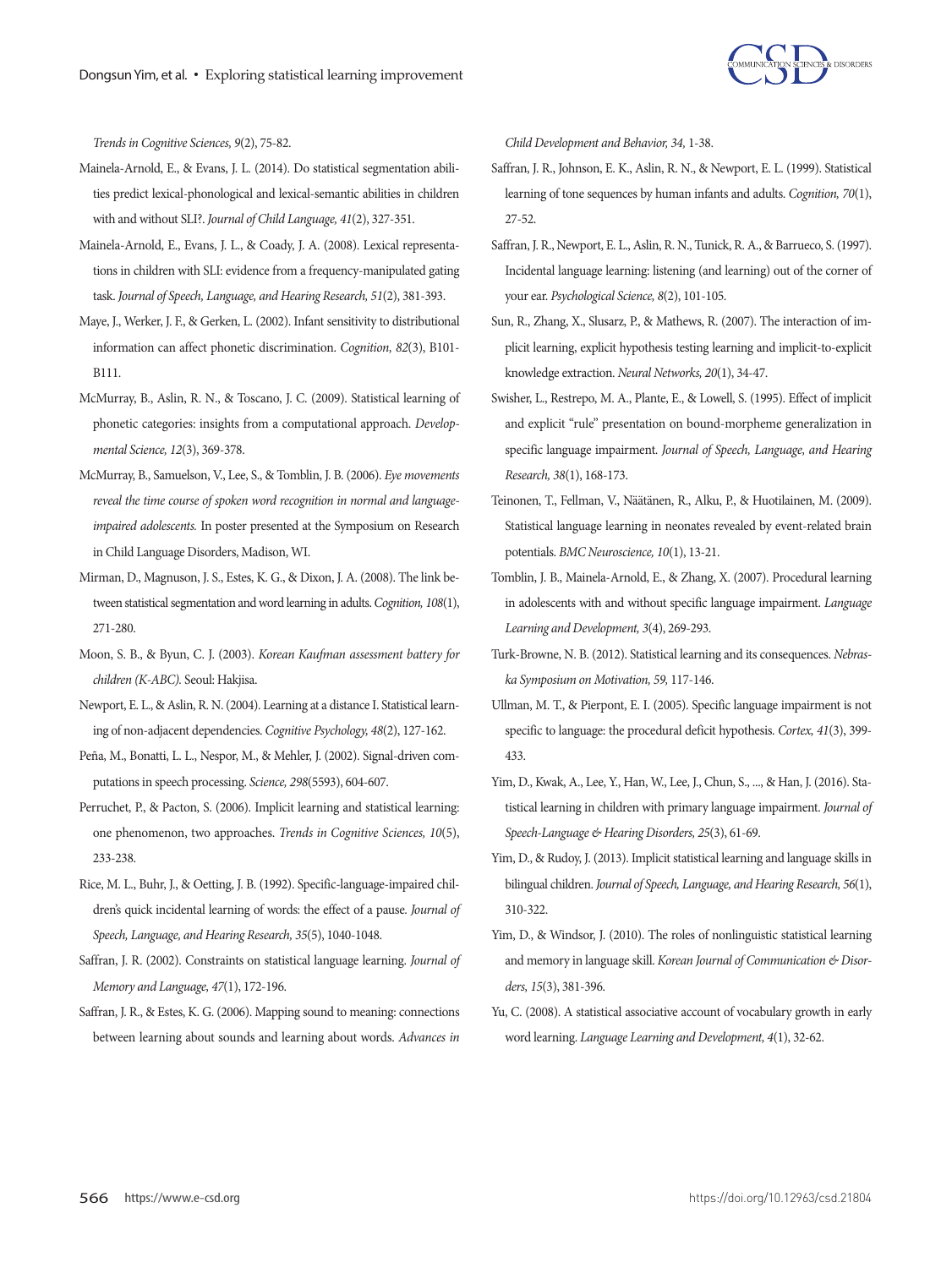*Trends in Cognitive Sciences, 9*(2), 75-82.

Mainela-Arnold, E., & Evans, J. L. (2014). Do statistical segmentation abilities predict lexical-phonological and lexical-semantic abilities in children with and without SLI?. *Journal of Child Language, 41*(2), 327-351.

Mainela-Arnold, E., Evans, J. L., & Coady, J. A. (2008). Lexical representations in children with SLI: evidence from a frequency-manipulated gating task. *Journal of Speech, Language, and Hearing Research, 51*(2), 381-393.

Maye, J., Werker, J. F., & Gerken, L. (2002). Infant sensitivity to distributional information can affect phonetic discrimination. *Cognition, 82*(3), B101-B111.

McMurray, B., Aslin, R. N., & Toscano, J. C. (2009). Statistical learning of phonetic categories: insights from a computational approach. *Developmental Science, 12*(3), 369-378.

McMurray, B., Samuelson, V., Lee, S., & Tomblin, J. B. (2006). *Eye movements reveal the time course of spoken word recognition in normal and language-impaired adolescents.* In poster presented at the Symposium on Research in Child Language Disorders, Madison, WI.

Mirman, D., Magnuson, J. S., Estes, K. G., & Dixon, J. A. (2008). The link between statistical segmentation and word learning in adults. *Cognition, 108*(1), 271-280.

Moon, S. B., & Byun, C. J. (2003). *Korean Kaufman assessment battery for children (K-ABC).* Seoul: Hakjisa.

Newport, E. L., & Aslin, R. N. (2004). Learning at a distance I. Statistical learning of non-adjacent dependencies. *Cognitive Psychology, 48*(2), 127-162.

Peña, M., Bonatti, L. L., Nespor, M., & Mehler, J. (2002). Signal-driven computations in speech processing. *Science, 298*(5593), 604-607.

Perruchet, P., & Pacton, S. (2006). Implicit learning and statistical learning: one phenomenon, two approaches. *Trends in Cognitive Sciences, 10*(5), 233-238.

Rice, M. L., Buhr, J., & Oetting, J. B. (1992). Specific-language-impaired children's quick incidental learning of words: the effect of a pause. *Journal of Speech, Language, and Hearing Research, 35*(5), 1040-1048.

Saffran, J. R. (2002). Constraints on statistical language learning. *Journal of Memory and Language, 47*(1), 172-196.

Saffran, J. R., & Estes, K. G. (2006). Mapping sound to meaning: connections between learning about sounds and learning about words. *Advances in Child Development and Behavior, 34,* 1-38.

Saffran, J. R., Johnson, E. K., Aslin, R. N., & Newport, E. L. (1999). Statistical learning of tone sequences by human infants and adults. *Cognition, 70*(1), 27-52.

Saffran, J. R., Newport, E. L., Aslin, R. N., Tunick, R. A., & Barrueco, S. (1997). Incidental language learning: listening (and learning) out of the corner of your ear. *Psychological Science, 8*(2), 101-105.

Sun, R., Zhang, X., Slusarz, P., & Mathews, R. (2007). The interaction of implicit learning, explicit hypothesis testing learning and implicit-to-explicit knowledge extraction. *Neural Networks, 20*(1), 34-47.

Swisher, L., Restrepo, M. A., Plante, E., & Lowell, S. (1995). Effect of implicit and explicit "rule" presentation on bound-morpheme generalization in specific language impairment. *Journal of Speech, Language, and Hearing Research, 38*(1), 168-173.

Teinonen, T., Fellman, V., Näätänen, R., Alku, P., & Huotilainen, M. (2009). Statistical language learning in neonates revealed by event-related brain potentials. *BMC Neuroscience, 10*(1), 13-21.

Tomblin, J. B., Mainela-Arnold, E., & Zhang, X. (2007). Procedural learning in adolescents with and without specific language impairment. *Language Learning and Development, 3*(4), 269-293.

Turk-Browne, N. B. (2012). Statistical learning and its consequences. *Nebraska Symposium on Motivation, 59,* 117-146.

Ullman, M. T., & Pierpont, E. I. (2005). Specific language impairment is not specific to language: the procedural deficit hypothesis. *Cortex, 41*(3), 399-433.

Yim, D., Kwak, A., Lee, Y., Han, W., Lee, J., Chun, S., ..., & Han, J. (2016). Statistical learning in children with primary language impairment. *Journal of Speech-Language & Hearing Disorders, 25*(3), 61-69.

Yim, D., & Rudoy, J. (2013). Implicit statistical learning and language skills in bilingual children. *Journal of Speech, Language, and Hearing Research, 56*(1), 310-322.

Yim, D., & Windsor, J. (2010). The roles of nonlinguistic statistical learning and memory in language skill. *Korean Journal of Communication & Disorders, 15*(3), 381-396.

Yu, C. (2008). A statistical associative account of vocabulary growth in early word learning. *Language Learning and Development, 4*(1), 32-62.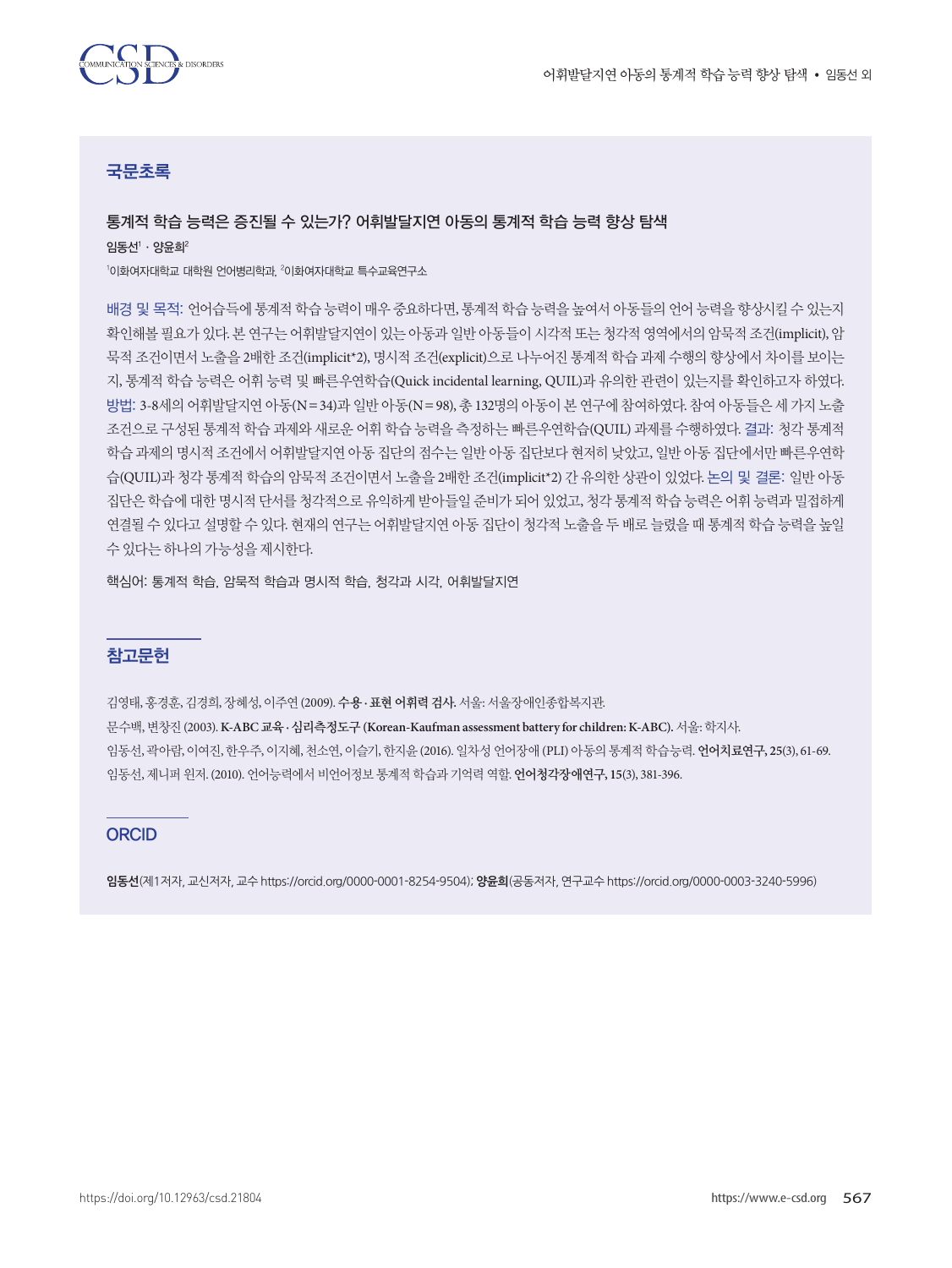## 국문초록

### 통계적 학습 능력은 증진될 수 있는가? 어휘발달지연 아동의 통계적 학습 능력 향상 탐색

**임동선[1] · 양윤희[2]**

[1]이화여자대학교 대학원 언어병리학과, [2]이화여자대학교 특수교육연구소

배경 및 목적: 언어습득에 통계적 학습 능력이 매우 중요하다면, 통계적 학습 능력을 높여서 아동들의 언어 능력을 향상시킬 수 있는지 확인해볼 필요가 있다. 본 연구는 어휘발달지연이 있는 아동과 일반 아동들이 시각적 또는 청각적 영역에서의 암묵적 조건(implicit), 암묵적 조건이면서 노출을 2배한 조건(implicit*2), 명시적 조건(explicit)으로 나누어진 통계적 학습 과제 수행의 향상에서 차이를 보이는지, 통계적 학습 능력은 어휘 능력 및 빠른우연학습(Quick incidental learning, QUIL)과 유의한 관련이 있는지를 확인하고자 하였다. 방법: 3-8세의 어휘발달지연 아동(N=34)과 일반 아동(N=98), 총 132명의 아동이 본 연구에 참여하였다. 참여 아동들은 세 가지 노출 조건으로 구성된 통계적 학습 과제와 새로운 어휘 학습 능력을 측정하는 빠른우연학습(QUIL) 과제를 수행하였다. 결과: 청각 통계적 학습 과제의 명시적 조건에서 어휘발달지연 아동 집단의 점수는 일반 아동 집단보다 현저히 낮았고, 일반 아동 집단에서만 빠른우연학습(QUIL)과 청각 통계적 학습의 암묵적 조건이면서 노출을 2배한 조건(implicit*2) 간 유의한 상관이 있었다. 논의 및 결론: 일반 아동 집단은 학습에 대한 명시적 단서를 청각적으로 유익하게 받아들일 준비가 되어 있었고, 청각 통계적 학습 능력은 어휘 능력과 밀접하게 연결될 수 있다고 설명할 수 있다. 현재의 연구는 어휘발달지연 아동 집단이 청각적 노출을 두 배로 늘렸을 때 통계적 학습 능력을 높일 수 있다는 하나의 가능성을 제시한다.

핵심어: 통계적 학습, 암묵적 학습과 명시적 학습, 청각과 시각, 어휘발달지연

## 참고문헌

김영태, 홍경훈, 김경희, 장혜성, 이주연 (2009). **수용 · 표현 어휘력 검사.** 서울: 서울장애인종합복지관.

문수백, 변창진 (2003). **K-ABC 교육 · 심리측정도구 (Korean-Kaufman assessment battery for children: K-ABC).** 서울: 학지사.

임동선, 곽아람, 이여진, 한우주, 이지혜, 천소연, 이슬기, 한지윤 (2016). 일차성 언어장애 (PLI) 아동의 통계적 학습능력. **언어치료연구, 25**(3), 61-69.

임동선, 제니퍼 윈저. (2010). 언어능력에서 비언어정보 통계적 학습과 기억력 역할. **언어청각장애연구, 15**(3), 381-396.

## ORCID

**임동선**(제1저자, 교신저자, 교수 https://orcid.org/0000-0001-8254-9504); **양윤희**(공동저자, 연구교수 https://orcid.org/0000-0003-3240-5996)